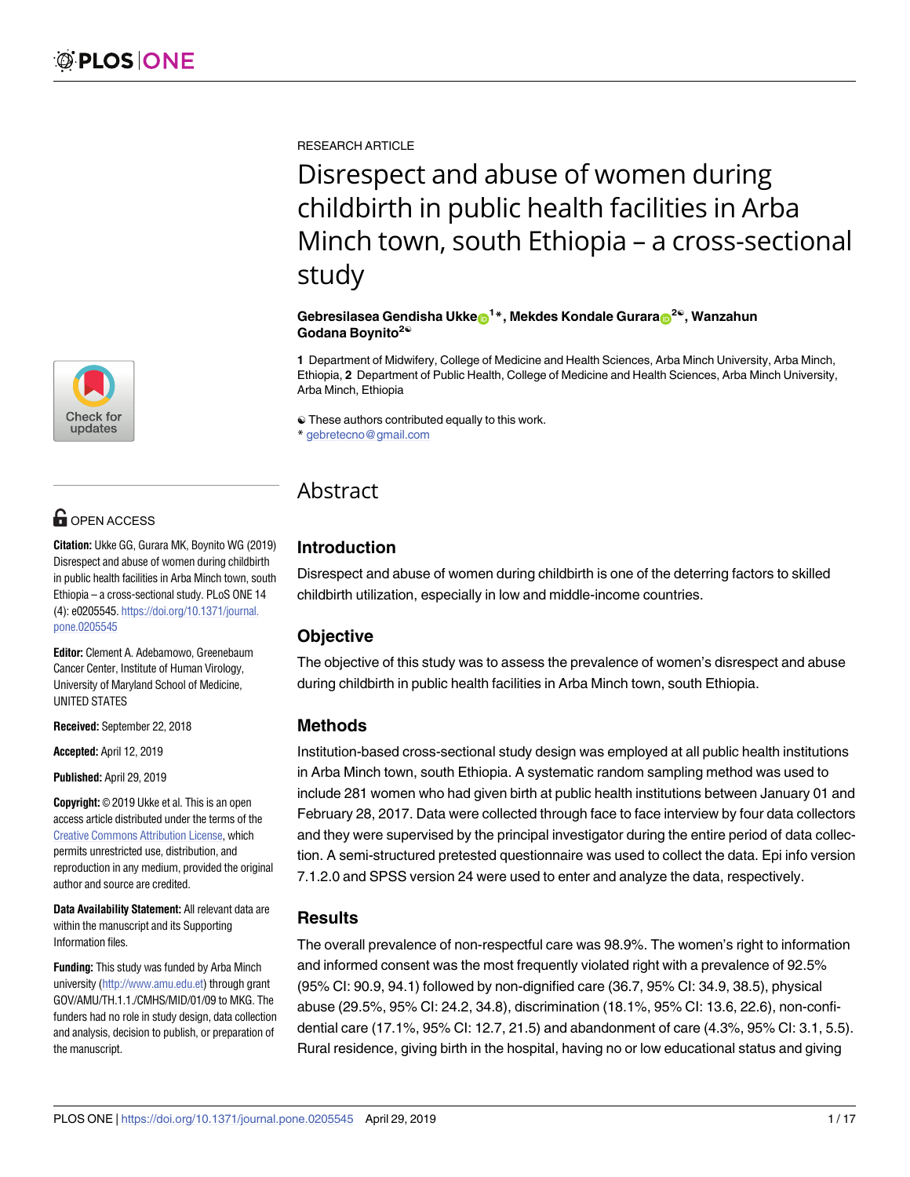RESEARCH ARTICLE

# Disrespect and abuse of women during childbirth in public health facilities in Arba Minch town, south Ethiopia – a cross-sectional study

**Gebresilasea Gendisha Ukke[1]*, Mekdes Kondale Gurara[2☯], Wanzahun Godana Boynito[2☯]**

**1** Department of Midwifery, College of Medicine and Health Sciences, Arba Minch University, Arba Minch, Ethiopia, **2** Department of Public Health, College of Medicine and Health Sciences, Arba Minch University, Arba Minch, Ethiopia

☯ These authors contributed equally to this work.
* gebretecno@gmail.com

OPEN ACCESS

**Citation:** Ukke GG, Gurara MK, Boynito WG (2019) Disrespect and abuse of women during childbirth in public health facilities in Arba Minch town, south Ethiopia – a cross-sectional study. PLoS ONE 14 (4): e0205545. https://doi.org/10.1371/journal.pone.0205545

**Editor:** Clement A. Adebamowo, Greenebaum Cancer Center, Institute of Human Virology, University of Maryland School of Medicine, UNITED STATES

**Received:** September 22, 2018

**Accepted:** April 12, 2019

**Published:** April 29, 2019

**Copyright:** © 2019 Ukke et al. This is an open access article distributed under the terms of the Creative Commons Attribution License, which permits unrestricted use, distribution, and reproduction in any medium, provided the original author and source are credited.

**Data Availability Statement:** All relevant data are within the manuscript and its Supporting Information files.

**Funding:** This study was funded by Arba Minch university (http://www.amu.edu.et) through grant GOV/AMU/TH.1.1./CMHS/MID/01/09 to MKG. The funders had no role in study design, data collection and analysis, decision to publish, or preparation of the manuscript.

## Abstract

### Introduction

Disrespect and abuse of women during childbirth is one of the deterring factors to skilled childbirth utilization, especially in low and middle-income countries.

### Objective

The objective of this study was to assess the prevalence of women's disrespect and abuse during childbirth in public health facilities in Arba Minch town, south Ethiopia.

### Methods

Institution-based cross-sectional study design was employed at all public health institutions in Arba Minch town, south Ethiopia. A systematic random sampling method was used to include 281 women who had given birth at public health institutions between January 01 and February 28, 2017. Data were collected through face to face interview by four data collectors and they were supervised by the principal investigator during the entire period of data collection. A semi-structured pretested questionnaire was used to collect the data. Epi info version 7.1.2.0 and SPSS version 24 were used to enter and analyze the data, respectively.

### Results

The overall prevalence of non-respectful care was 98.9%. The women's right to information and informed consent was the most frequently violated right with a prevalence of 92.5% (95% CI: 90.9, 94.1) followed by non-dignified care (36.7, 95% CI: 34.9, 38.5), physical abuse (29.5%, 95% CI: 24.2, 34.8), discrimination (18.1%, 95% CI: 13.6, 22.6), non-confidential care (17.1%, 95% CI: 12.7, 21.5) and abandonment of care (4.3%, 95% CI: 3.1, 5.5). Rural residence, giving birth in the hospital, having no or low educational status and giving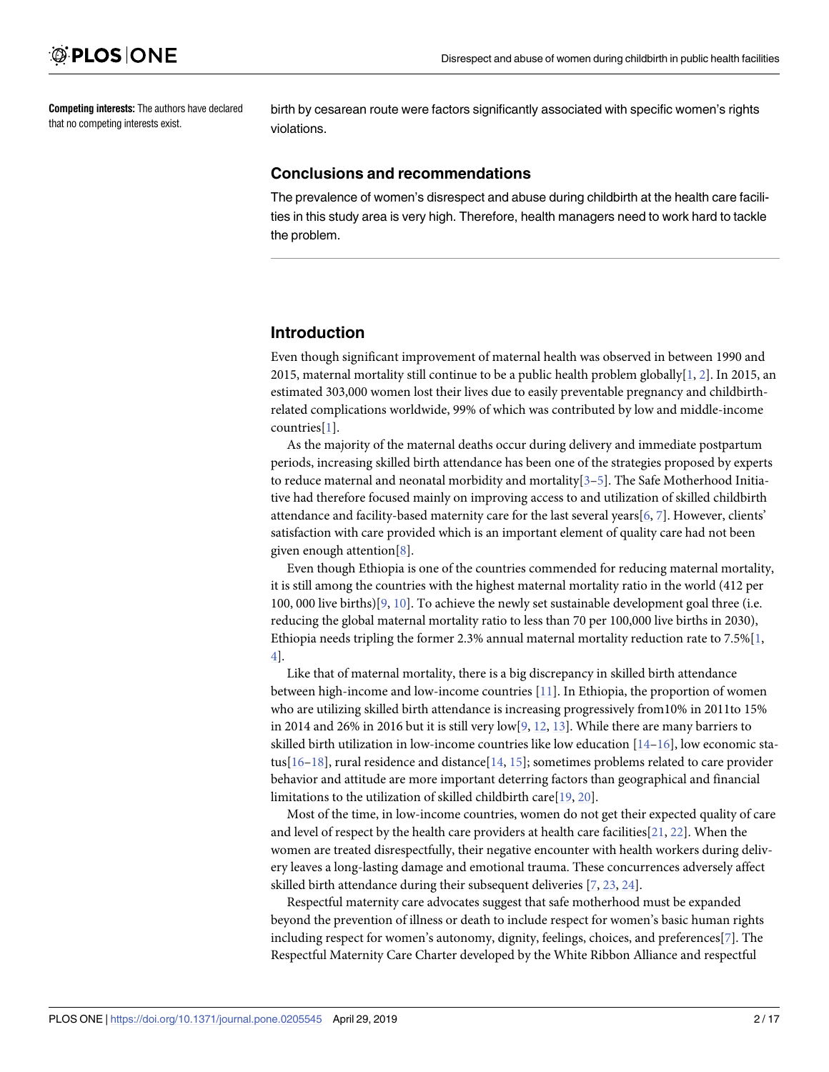**Competing interests:** The authors have declared that no competing interests exist.

birth by cesarean route were factors significantly associated with specific women's rights violations.

### Conclusions and recommendations

The prevalence of women's disrespect and abuse during childbirth at the health care facilities in this study area is very high. Therefore, health managers need to work hard to tackle the problem.

## Introduction

Even though significant improvement of maternal health was observed in between 1990 and 2015, maternal mortality still continue to be a public health problem globally[1, 2]. In 2015, an estimated 303,000 women lost their lives due to easily preventable pregnancy and childbirth-related complications worldwide, 99% of which was contributed by low and middle-income countries[1].

As the majority of the maternal deaths occur during delivery and immediate postpartum periods, increasing skilled birth attendance has been one of the strategies proposed by experts to reduce maternal and neonatal morbidity and mortality[3–5]. The Safe Motherhood Initiative had therefore focused mainly on improving access to and utilization of skilled childbirth attendance and facility-based maternity care for the last several years[6, 7]. However, clients' satisfaction with care provided which is an important element of quality care had not been given enough attention[8].

Even though Ethiopia is one of the countries commended for reducing maternal mortality, it is still among the countries with the highest maternal mortality ratio in the world (412 per 100, 000 live births)[9, 10]. To achieve the newly set sustainable development goal three (i.e. reducing the global maternal mortality ratio to less than 70 per 100,000 live births in 2030), Ethiopia needs tripling the former 2.3% annual maternal mortality reduction rate to 7.5%[1, 4].

Like that of maternal mortality, there is a big discrepancy in skilled birth attendance between high-income and low-income countries [11]. In Ethiopia, the proportion of women who are utilizing skilled birth attendance is increasing progressively from10% in 2011to 15% in 2014 and 26% in 2016 but it is still very low[9, 12, 13]. While there are many barriers to skilled birth utilization in low-income countries like low education [14–16], low economic status[16–18], rural residence and distance[14, 15]; sometimes problems related to care provider behavior and attitude are more important deterring factors than geographical and financial limitations to the utilization of skilled childbirth care[19, 20].

Most of the time, in low-income countries, women do not get their expected quality of care and level of respect by the health care providers at health care facilities[21, 22]. When the women are treated disrespectfully, their negative encounter with health workers during delivery leaves a long-lasting damage and emotional trauma. These concurrences adversely affect skilled birth attendance during their subsequent deliveries [7, 23, 24].

Respectful maternity care advocates suggest that safe motherhood must be expanded beyond the prevention of illness or death to include respect for women's basic human rights including respect for women's autonomy, dignity, feelings, choices, and preferences[7]. The Respectful Maternity Care Charter developed by the White Ribbon Alliance and respectful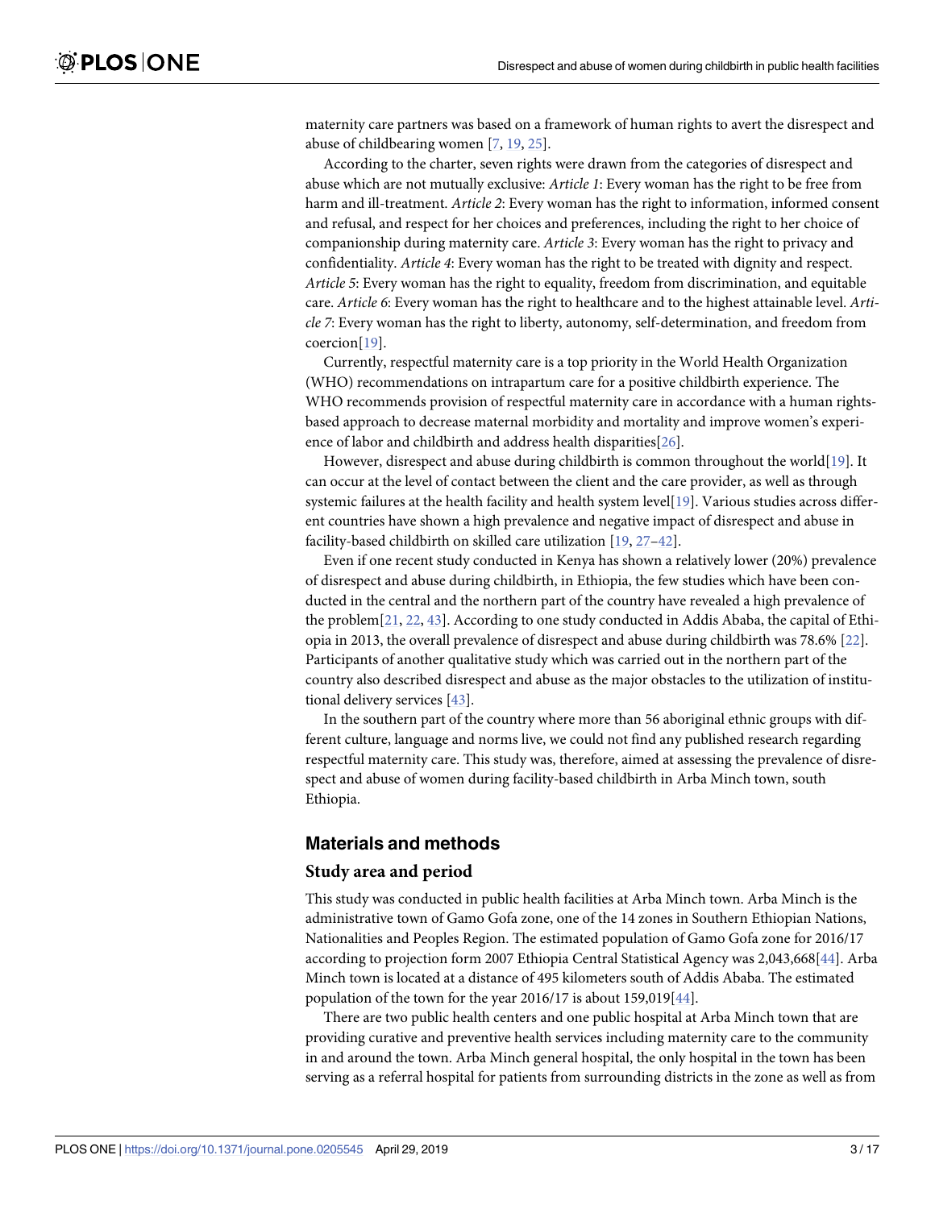maternity care partners was based on a framework of human rights to avert the disrespect and abuse of childbearing women [7, 19, 25].

According to the charter, seven rights were drawn from the categories of disrespect and abuse which are not mutually exclusive: *Article 1*: Every woman has the right to be free from harm and ill-treatment. *Article 2*: Every woman has the right to information, informed consent and refusal, and respect for her choices and preferences, including the right to her choice of companionship during maternity care. *Article 3*: Every woman has the right to privacy and confidentiality. *Article 4*: Every woman has the right to be treated with dignity and respect. *Article 5*: Every woman has the right to equality, freedom from discrimination, and equitable care. *Article 6*: Every woman has the right to healthcare and to the highest attainable level. *Article 7*: Every woman has the right to liberty, autonomy, self-determination, and freedom from coercion[19].

Currently, respectful maternity care is a top priority in the World Health Organization (WHO) recommendations on intrapartum care for a positive childbirth experience. The WHO recommends provision of respectful maternity care in accordance with a human rights-based approach to decrease maternal morbidity and mortality and improve women's experience of labor and childbirth and address health disparities[26].

However, disrespect and abuse during childbirth is common throughout the world[19]. It can occur at the level of contact between the client and the care provider, as well as through systemic failures at the health facility and health system level[19]. Various studies across different countries have shown a high prevalence and negative impact of disrespect and abuse in facility-based childbirth on skilled care utilization [19, 27–42].

Even if one recent study conducted in Kenya has shown a relatively lower (20%) prevalence of disrespect and abuse during childbirth, in Ethiopia, the few studies which have been conducted in the central and the northern part of the country have revealed a high prevalence of the problem[21, 22, 43]. According to one study conducted in Addis Ababa, the capital of Ethiopia in 2013, the overall prevalence of disrespect and abuse during childbirth was 78.6% [22]. Participants of another qualitative study which was carried out in the northern part of the country also described disrespect and abuse as the major obstacles to the utilization of institutional delivery services [43].

In the southern part of the country where more than 56 aboriginal ethnic groups with different culture, language and norms live, we could not find any published research regarding respectful maternity care. This study was, therefore, aimed at assessing the prevalence of disrespect and abuse of women during facility-based childbirth in Arba Minch town, south Ethiopia.

## Materials and methods

### Study area and period

This study was conducted in public health facilities at Arba Minch town. Arba Minch is the administrative town of Gamo Gofa zone, one of the 14 zones in Southern Ethiopian Nations, Nationalities and Peoples Region. The estimated population of Gamo Gofa zone for 2016/17 according to projection form 2007 Ethiopia Central Statistical Agency was 2,043,668[44]. Arba Minch town is located at a distance of 495 kilometers south of Addis Ababa. The estimated population of the town for the year 2016/17 is about 159,019[44].

There are two public health centers and one public hospital at Arba Minch town that are providing curative and preventive health services including maternity care to the community in and around the town. Arba Minch general hospital, the only hospital in the town has been serving as a referral hospital for patients from surrounding districts in the zone as well as from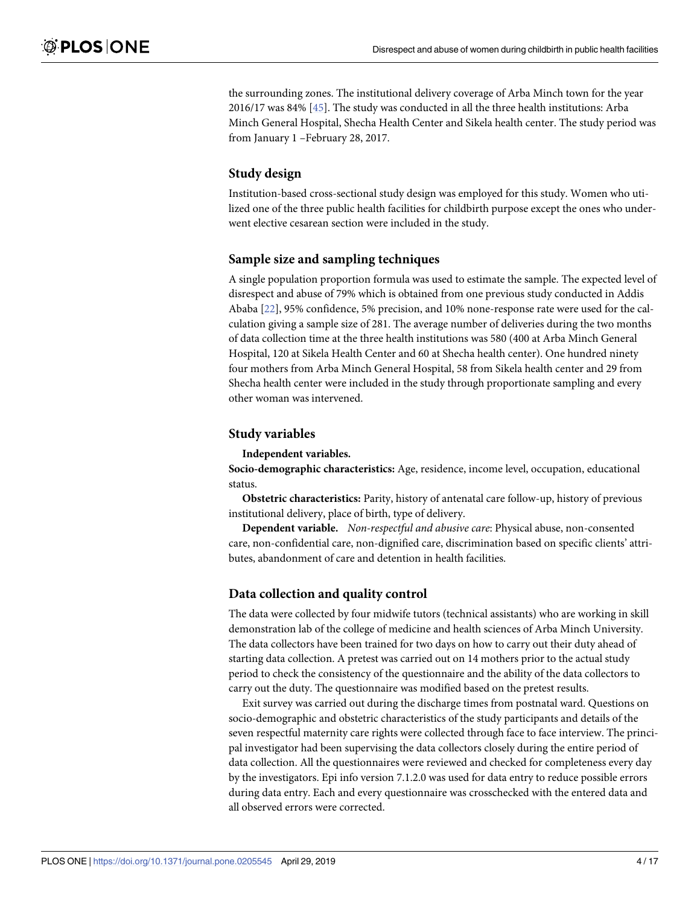the surrounding zones. The institutional delivery coverage of Arba Minch town for the year 2016/17 was 84% [45]. The study was conducted in all the three health institutions: Arba Minch General Hospital, Shecha Health Center and Sikela health center. The study period was from January 1 –February 28, 2017.

## Study design

Institution-based cross-sectional study design was employed for this study. Women who utilized one of the three public health facilities for childbirth purpose except the ones who underwent elective cesarean section were included in the study.

## Sample size and sampling techniques

A single population proportion formula was used to estimate the sample. The expected level of disrespect and abuse of 79% which is obtained from one previous study conducted in Addis Ababa [22], 95% confidence, 5% precision, and 10% none-response rate were used for the calculation giving a sample size of 281. The average number of deliveries during the two months of data collection time at the three health institutions was 580 (400 at Arba Minch General Hospital, 120 at Sikela Health Center and 60 at Shecha health center). One hundred ninety four mothers from Arba Minch General Hospital, 58 from Sikela health center and 29 from Shecha health center were included in the study through proportionate sampling and every other woman was intervened.

## Study variables

### Independent variables.

**Socio-demographic characteristics:** Age, residence, income level, occupation, educational status.

**Obstetric characteristics:** Parity, history of antenatal care follow-up, history of previous institutional delivery, place of birth, type of delivery.

**Dependent variable.** *Non-respectful and abusive care*: Physical abuse, non-consented care, non-confidential care, non-dignified care, discrimination based on specific clients' attributes, abandonment of care and detention in health facilities.

## Data collection and quality control

The data were collected by four midwife tutors (technical assistants) who are working in skill demonstration lab of the college of medicine and health sciences of Arba Minch University. The data collectors have been trained for two days on how to carry out their duty ahead of starting data collection. A pretest was carried out on 14 mothers prior to the actual study period to check the consistency of the questionnaire and the ability of the data collectors to carry out the duty. The questionnaire was modified based on the pretest results.

Exit survey was carried out during the discharge times from postnatal ward. Questions on socio-demographic and obstetric characteristics of the study participants and details of the seven respectful maternity care rights were collected through face to face interview. The principal investigator had been supervising the data collectors closely during the entire period of data collection. All the questionnaires were reviewed and checked for completeness every day by the investigators. Epi info version 7.1.2.0 was used for data entry to reduce possible errors during data entry. Each and every questionnaire was crosschecked with the entered data and all observed errors were corrected.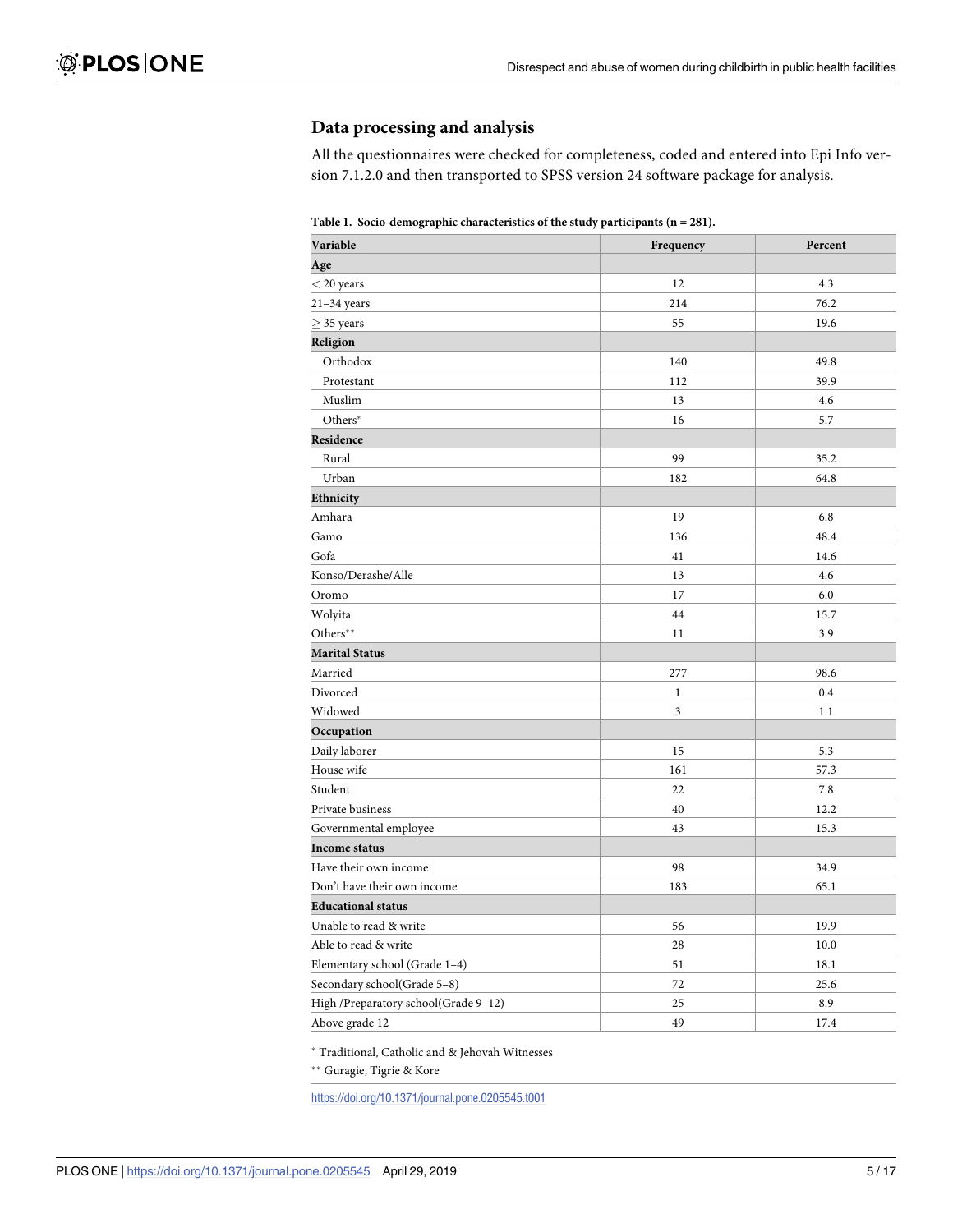## Data processing and analysis

All the questionnaires were checked for completeness, coded and entered into Epi Info version 7.1.2.0 and then transported to SPSS version 24 software package for analysis.

**Table 1. Socio-demographic characteristics of the study participants (n = 281).**

| Variable | Frequency | Percent |
|---|---|---|
| **Age** | | |
| < 20 years | 12 | 4.3 |
| 21–34 years | 214 | 76.2 |
| ≥ 35 years | 55 | 19.6 |
| **Religion** | | |
| Orthodox | 140 | 49.8 |
| Protestant | 112 | 39.9 |
| Muslim | 13 | 4.6 |
| Others* | 16 | 5.7 |
| **Residence** | | |
| Rural | 99 | 35.2 |
| Urban | 182 | 64.8 |
| **Ethnicity** | | |
| Amhara | 19 | 6.8 |
| Gamo | 136 | 48.4 |
| Gofa | 41 | 14.6 |
| Konso/Derashe/Alle | 13 | 4.6 |
| Oromo | 17 | 6.0 |
| Wolyita | 44 | 15.7 |
| Others** | 11 | 3.9 |
| **Marital Status** | | |
| Married | 277 | 98.6 |
| Divorced | 1 | 0.4 |
| Widowed | 3 | 1.1 |
| **Occupation** | | |
| Daily laborer | 15 | 5.3 |
| House wife | 161 | 57.3 |
| Student | 22 | 7.8 |
| Private business | 40 | 12.2 |
| Governmental employee | 43 | 15.3 |
| **Income status** | | |
| Have their own income | 98 | 34.9 |
| Don't have their own income | 183 | 65.1 |
| **Educational status** | | |
| Unable to read & write | 56 | 19.9 |
| Able to read & write | 28 | 10.0 |
| Elementary school (Grade 1–4) | 51 | 18.1 |
| Secondary school(Grade 5–8) | 72 | 25.6 |
| High /Preparatory school(Grade 9–12) | 25 | 8.9 |
| Above grade 12 | 49 | 17.4 |

* Traditional, Catholic and & Jehovah Witnesses

** Guragie, Tigrie & Kore

https://doi.org/10.1371/journal.pone.0205545.t001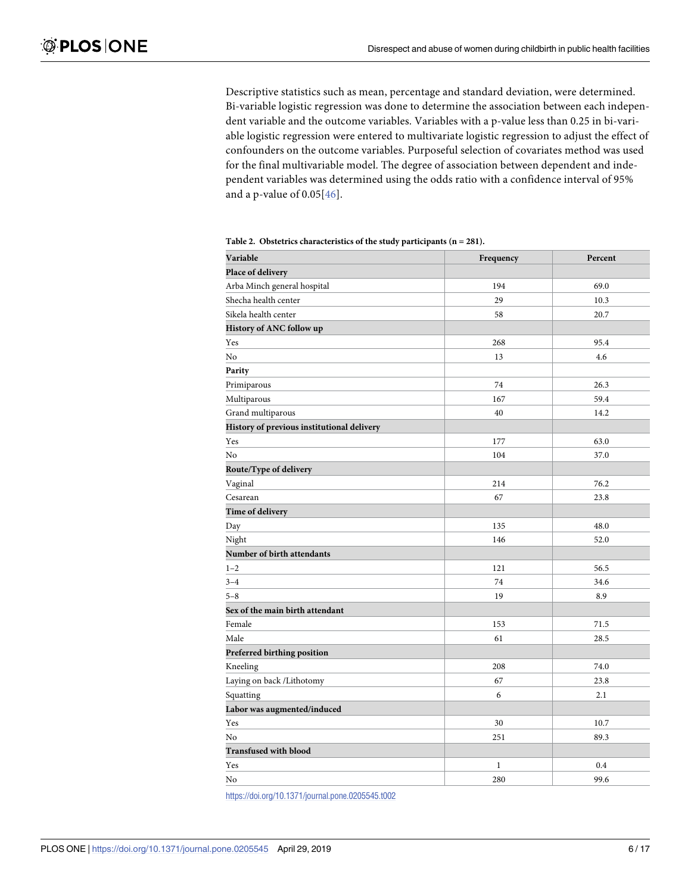Descriptive statistics such as mean, percentage and standard deviation, were determined. Bi-variable logistic regression was done to determine the association between each independent variable and the outcome variables. Variables with a p-value less than 0.25 in bi-variable logistic regression were entered to multivariate logistic regression to adjust the effect of confounders on the outcome variables. Purposeful selection of covariates method was used for the final multivariable model. The degree of association between dependent and independent variables was determined using the odds ratio with a confidence interval of 95% and a p-value of 0.05[46].

**Table 2. Obstetrics characteristics of the study participants (n = 281).**

| Variable | Frequency | Percent |
|---|---|---|
| **Place of delivery** | | |
| Arba Minch general hospital | 194 | 69.0 |
| Shecha health center | 29 | 10.3 |
| Sikela health center | 58 | 20.7 |
| **History of ANC follow up** | | |
| Yes | 268 | 95.4 |
| No | 13 | 4.6 |
| **Parity** | | |
| Primiparous | 74 | 26.3 |
| Multiparous | 167 | 59.4 |
| Grand multiparous | 40 | 14.2 |
| **History of previous institutional delivery** | | |
| Yes | 177 | 63.0 |
| No | 104 | 37.0 |
| **Route/Type of delivery** | | |
| Vaginal | 214 | 76.2 |
| Cesarean | 67 | 23.8 |
| **Time of delivery** | | |
| Day | 135 | 48.0 |
| Night | 146 | 52.0 |
| **Number of birth attendants** | | |
| 1–2 | 121 | 56.5 |
| 3–4 | 74 | 34.6 |
| 5–8 | 19 | 8.9 |
| **Sex of the main birth attendant** | | |
| Female | 153 | 71.5 |
| Male | 61 | 28.5 |
| **Preferred birthing position** | | |
| Kneeling | 208 | 74.0 |
| Laying on back /Lithotomy | 67 | 23.8 |
| Squatting | 6 | 2.1 |
| **Labor was augmented/induced** | | |
| Yes | 30 | 10.7 |
| No | 251 | 89.3 |
| **Transfused with blood** | | |
| Yes | 1 | 0.4 |
| No | 280 | 99.6 |

https://doi.org/10.1371/journal.pone.0205545.t002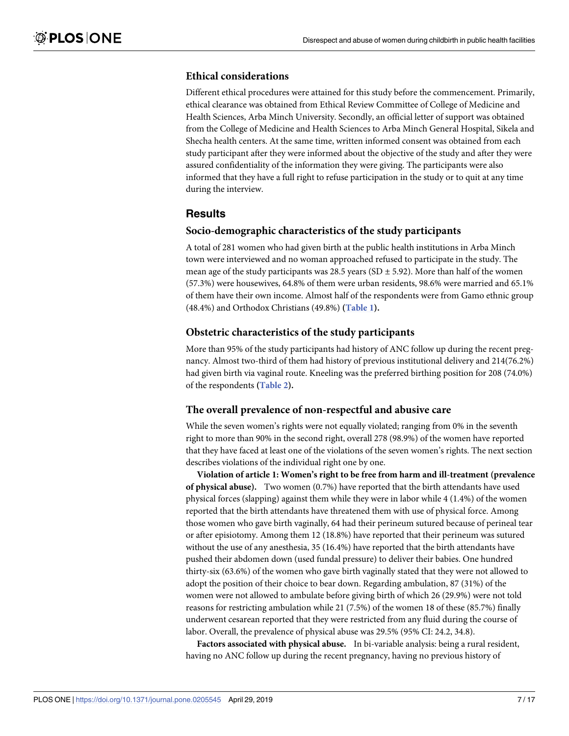### Ethical considerations

Different ethical procedures were attained for this study before the commencement. Primarily, ethical clearance was obtained from Ethical Review Committee of College of Medicine and Health Sciences, Arba Minch University. Secondly, an official letter of support was obtained from the College of Medicine and Health Sciences to Arba Minch General Hospital, Sikela and Shecha health centers. At the same time, written informed consent was obtained from each study participant after they were informed about the objective of the study and after they were assured confidentiality of the information they were giving. The participants were also informed that they have a full right to refuse participation in the study or to quit at any time during the interview.

## Results

### Socio-demographic characteristics of the study participants

A total of 281 women who had given birth at the public health institutions in Arba Minch town were interviewed and no woman approached refused to participate in the study. The mean age of the study participants was 28.5 years (SD ± 5.92). More than half of the women (57.3%) were housewives, 64.8% of them were urban residents, 98.6% were married and 65.1% of them have their own income. Almost half of the respondents were from Gamo ethnic group (48.4%) and Orthodox Christians (49.8%) (**Table 1**).

### Obstetric characteristics of the study participants

More than 95% of the study participants had history of ANC follow up during the recent pregnancy. Almost two-third of them had history of previous institutional delivery and 214(76.2%) had given birth via vaginal route. Kneeling was the preferred birthing position for 208 (74.0%) of the respondents (**Table 2**).

### The overall prevalence of non-respectful and abusive care

While the seven women's rights were not equally violated; ranging from 0% in the seventh right to more than 90% in the second right, overall 278 (98.9%) of the women have reported that they have faced at least one of the violations of the seven women's rights. The next section describes violations of the individual right one by one.

**Violation of article 1: Women's right to be free from harm and ill-treatment (prevalence of physical abuse).** Two women (0.7%) have reported that the birth attendants have used physical forces (slapping) against them while they were in labor while 4 (1.4%) of the women reported that the birth attendants have threatened them with use of physical force. Among those women who gave birth vaginally, 64 had their perineum sutured because of perineal tear or after episiotomy. Among them 12 (18.8%) have reported that their perineum was sutured without the use of any anesthesia, 35 (16.4%) have reported that the birth attendants have pushed their abdomen down (used fundal pressure) to deliver their babies. One hundred thirty-six (63.6%) of the women who gave birth vaginally stated that they were not allowed to adopt the position of their choice to bear down. Regarding ambulation, 87 (31%) of the women were not allowed to ambulate before giving birth of which 26 (29.9%) were not told reasons for restricting ambulation while 21 (7.5%) of the women 18 of these (85.7%) finally underwent cesarean reported that they were restricted from any fluid during the course of labor. Overall, the prevalence of physical abuse was 29.5% (95% CI: 24.2, 34.8).

**Factors associated with physical abuse.** In bi-variable analysis: being a rural resident, having no ANC follow up during the recent pregnancy, having no previous history of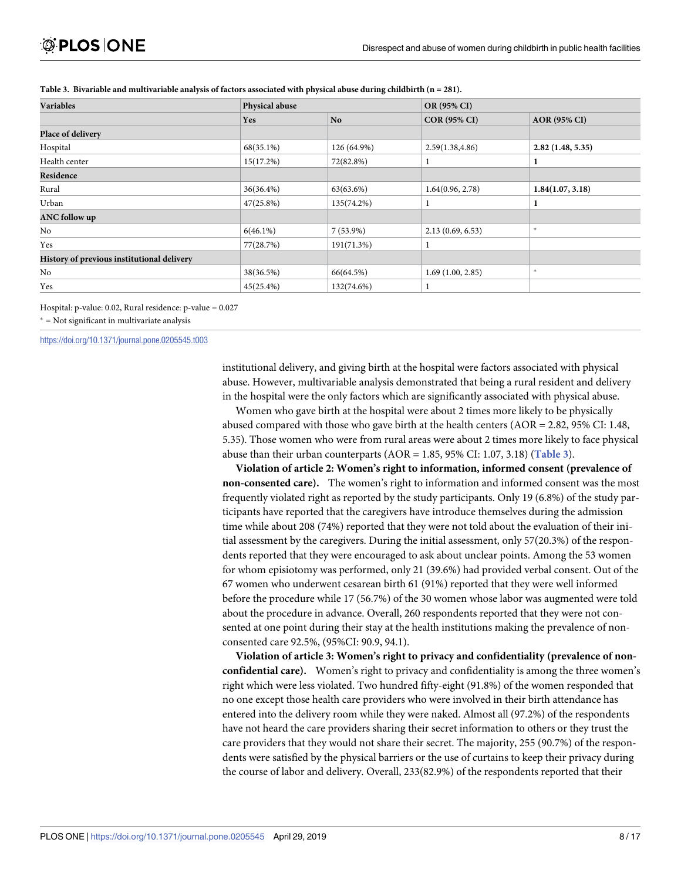**Table 3. Bivariable and multivariable analysis of factors associated with physical abuse during childbirth (n = 281).**

| Variables | Physical abuse | | OR (95% CI) | |
|---|---|---|---|---|
| | Yes | No | COR (95% CI) | AOR (95% CI) |
| **Place of delivery** | | | | |
| Hospital | 68(35.1%) | 126 (64.9%) | 2.59(1.38,4.86) | **2.82 (1.48, 5.35)** |
| Health center | 15(17.2%) | 72(82.8%) | 1 | **1** |
| **Residence** | | | | |
| Rural | 36(36.4%) | 63(63.6%) | 1.64(0.96, 2.78) | **1.84(1.07, 3.18)** |
| Urban | 47(25.8%) | 135(74.2%) | 1 | **1** |
| **ANC follow up** | | | | |
| No | 6(46.1%) | 7 (53.9%) | 2.13 (0.69, 6.53) | * |
| Yes | 77(28.7%) | 191(71.3%) | 1 | |
| **History of previous institutional delivery** | | | | |
| No | 38(36.5%) | 66(64.5%) | 1.69 (1.00, 2.85) | * |
| Yes | 45(25.4%) | 132(74.6%) | 1 | |

Hospital: p-value: 0.02, Rural residence: p-value = 0.027

* = Not significant in multivariate analysis

https://doi.org/10.1371/journal.pone.0205545.t003

institutional delivery, and giving birth at the hospital were factors associated with physical abuse. However, multivariable analysis demonstrated that being a rural resident and delivery in the hospital were the only factors which are significantly associated with physical abuse.

Women who gave birth at the hospital were about 2 times more likely to be physically abused compared with those who gave birth at the health centers (AOR = 2.82, 95% CI: 1.48, 5.35). Those women who were from rural areas were about 2 times more likely to face physical abuse than their urban counterparts (AOR = 1.85, 95% CI: 1.07, 3.18) (**Table 3**).

**Violation of article 2: Women's right to information, informed consent (prevalence of non-consented care).** The women's right to information and informed consent was the most frequently violated right as reported by the study participants. Only 19 (6.8%) of the study participants have reported that the caregivers have introduce themselves during the admission time while about 208 (74%) reported that they were not told about the evaluation of their initial assessment by the caregivers. During the initial assessment, only 57(20.3%) of the respondents reported that they were encouraged to ask about unclear points. Among the 53 women for whom episiotomy was performed, only 21 (39.6%) had provided verbal consent. Out of the 67 women who underwent cesarean birth 61 (91%) reported that they were well informed before the procedure while 17 (56.7%) of the 30 women whose labor was augmented were told about the procedure in advance. Overall, 260 respondents reported that they were not consented at one point during their stay at the health institutions making the prevalence of non-consented care 92.5%, (95%CI: 90.9, 94.1).

**Violation of article 3: Women's right to privacy and confidentiality (prevalence of non-confidential care).** Women's right to privacy and confidentiality is among the three women's right which were less violated. Two hundred fifty-eight (91.8%) of the women responded that no one except those health care providers who were involved in their birth attendance has entered into the delivery room while they were naked. Almost all (97.2%) of the respondents have not heard the care providers sharing their secret information to others or they trust the care providers that they would not share their secret. The majority, 255 (90.7%) of the respondents were satisfied by the physical barriers or the use of curtains to keep their privacy during the course of labor and delivery. Overall, 233(82.9%) of the respondents reported that their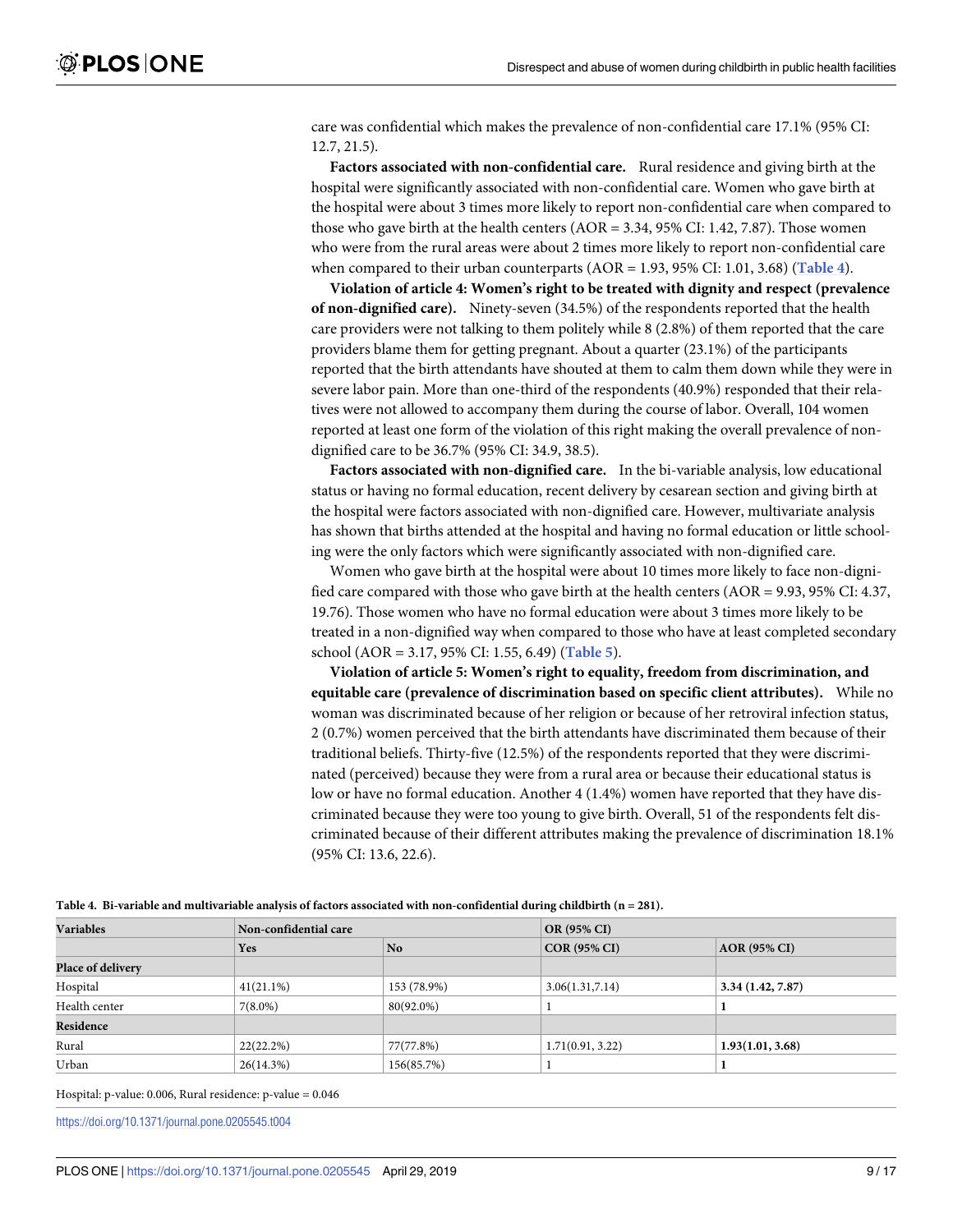care was confidential which makes the prevalence of non-confidential care 17.1% (95% CI: 12.7, 21.5).

**Factors associated with non-confidential care.** Rural residence and giving birth at the hospital were significantly associated with non-confidential care. Women who gave birth at the hospital were about 3 times more likely to report non-confidential care when compared to those who gave birth at the health centers (AOR = 3.34, 95% CI: 1.42, 7.87). Those women who were from the rural areas were about 2 times more likely to report non-confidential care when compared to their urban counterparts (AOR = 1.93, 95% CI: 1.01, 3.68) (**Table 4**).

**Violation of article 4: Women's right to be treated with dignity and respect (prevalence of non-dignified care).** Ninety-seven (34.5%) of the respondents reported that the health care providers were not talking to them politely while 8 (2.8%) of them reported that the care providers blame them for getting pregnant. About a quarter (23.1%) of the participants reported that the birth attendants have shouted at them to calm them down while they were in severe labor pain. More than one-third of the respondents (40.9%) responded that their relatives were not allowed to accompany them during the course of labor. Overall, 104 women reported at least one form of the violation of this right making the overall prevalence of non-dignified care to be 36.7% (95% CI: 34.9, 38.5).

**Factors associated with non-dignified care.** In the bi-variable analysis, low educational status or having no formal education, recent delivery by cesarean section and giving birth at the hospital were factors associated with non-dignified care. However, multivariate analysis has shown that births attended at the hospital and having no formal education or little schooling were the only factors which were significantly associated with non-dignified care.

Women who gave birth at the hospital were about 10 times more likely to face non-dignified care compared with those who gave birth at the health centers (AOR = 9.93, 95% CI: 4.37, 19.76). Those women who have no formal education were about 3 times more likely to be treated in a non-dignified way when compared to those who have at least completed secondary school (AOR = 3.17, 95% CI: 1.55, 6.49) (**Table 5**).

**Violation of article 5: Women's right to equality, freedom from discrimination, and equitable care (prevalence of discrimination based on specific client attributes).** While no woman was discriminated because of her religion or because of her retroviral infection status, 2 (0.7%) women perceived that the birth attendants have discriminated them because of their traditional beliefs. Thirty-five (12.5%) of the respondents reported that they were discriminated (perceived) because they were from a rural area or because their educational status is low or have no formal education. Another 4 (1.4%) women have reported that they have discriminated because they were too young to give birth. Overall, 51 of the respondents felt discriminated because of their different attributes making the prevalence of discrimination 18.1% (95% CI: 13.6, 22.6).

**Table 4. Bi-variable and multivariable analysis of factors associated with non-confidential during childbirth (n = 281).**

| Variables | Non-confidential care | | OR (95% CI) | |
|---|---|---|---|---|
| | Yes | No | COR (95% CI) | AOR (95% CI) |
| **Place of delivery** | | | | |
| Hospital | 41(21.1%) | 153 (78.9%) | 3.06(1.31,7.14) | **3.34 (1.42, 7.87)** |
| Health center | 7(8.0%) | 80(92.0%) | 1 | **1** |
| **Residence** | | | | |
| Rural | 22(22.2%) | 77(77.8%) | 1.71(0.91, 3.22) | **1.93(1.01, 3.68)** |
| Urban | 26(14.3%) | 156(85.7%) | 1 | **1** |

Hospital: p-value: 0.006, Rural residence: p-value = 0.046

https://doi.org/10.1371/journal.pone.0205545.t004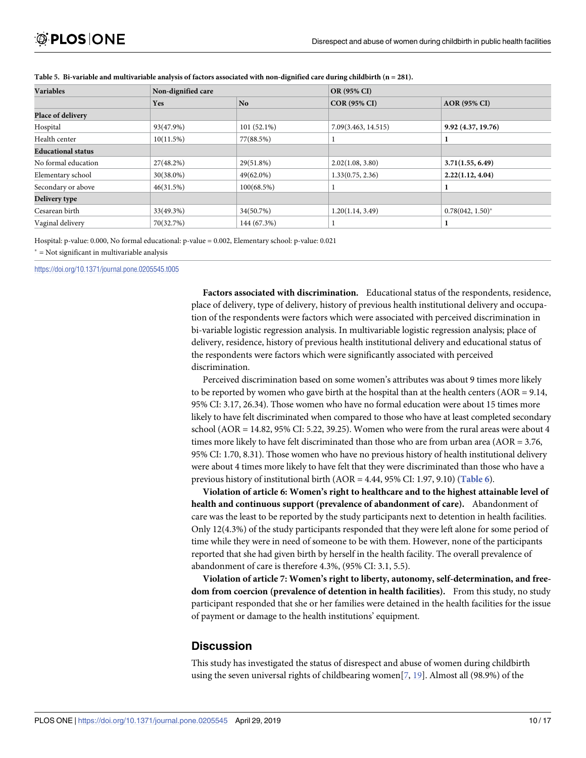**Table 5. Bi-variable and multivariable analysis of factors associated with non-dignified care during childbirth (n = 281).**

| Variables | Non-dignified care | | OR (95% CI) | |
|---|---|---|---|---|
| | Yes | No | COR (95% CI) | AOR (95% CI) |
| **Place of delivery** | | | | |
| Hospital | 93(47.9%) | 101 (52.1%) | 7.09(3.463, 14.515) | **9.92 (4.37, 19.76)** |
| Health center | 10(11.5%) | 77(88.5%) | 1 | **1** |
| **Educational status** | | | | |
| No formal education | 27(48.2%) | 29(51.8%) | 2.02(1.08, 3.80) | **3.71(1.55, 6.49)** |
| Elementary school | 30(38.0%) | 49(62.0%) | 1.33(0.75, 2.36) | **2.22(1.12, 4.04)** |
| Secondary or above | 46(31.5%) | 100(68.5%) | 1 | **1** |
| **Delivery type** | | | | |
| Cesarean birth | 33(49.3%) | 34(50.7%) | 1.20(1.14, 3.49) | 0.78(042, 1.50)* |
| Vaginal delivery | 70(32.7%) | 144 (67.3%) | 1 | **1** |

Hospital: p-value: 0.000, No formal educational: p-value = 0.002, Elementary school: p-value: 0.021

* = Not significant in multivariable analysis

https://doi.org/10.1371/journal.pone.0205545.t005

**Factors associated with discrimination.** Educational status of the respondents, residence, place of delivery, type of delivery, history of previous health institutional delivery and occupation of the respondents were factors which were associated with perceived discrimination in bi-variable logistic regression analysis. In multivariable logistic regression analysis; place of delivery, residence, history of previous health institutional delivery and educational status of the respondents were factors which were significantly associated with perceived discrimination.

Perceived discrimination based on some women's attributes was about 9 times more likely to be reported by women who gave birth at the hospital than at the health centers (AOR = 9.14, 95% CI: 3.17, 26.34). Those women who have no formal education were about 15 times more likely to have felt discriminated when compared to those who have at least completed secondary school (AOR = 14.82, 95% CI: 5.22, 39.25). Women who were from the rural areas were about 4 times more likely to have felt discriminated than those who are from urban area (AOR = 3.76, 95% CI: 1.70, 8.31). Those women who have no previous history of health institutional delivery were about 4 times more likely to have felt that they were discriminated than those who have a previous history of institutional birth (AOR = 4.44, 95% CI: 1.97, 9.10) (Table 6).

**Violation of article 6: Women's right to healthcare and to the highest attainable level of health and continuous support (prevalence of abandonment of care).** Abandonment of care was the least to be reported by the study participants next to detention in health facilities. Only 12(4.3%) of the study participants responded that they were left alone for some period of time while they were in need of someone to be with them. However, none of the participants reported that she had given birth by herself in the health facility. The overall prevalence of abandonment of care is therefore 4.3%, (95% CI: 3.1, 5.5).

**Violation of article 7: Women's right to liberty, autonomy, self-determination, and freedom from coercion (prevalence of detention in health facilities).** From this study, no study participant responded that she or her families were detained in the health facilities for the issue of payment or damage to the health institutions' equipment.

## Discussion

This study has investigated the status of disrespect and abuse of women during childbirth using the seven universal rights of childbearing women[7, 19]. Almost all (98.9%) of the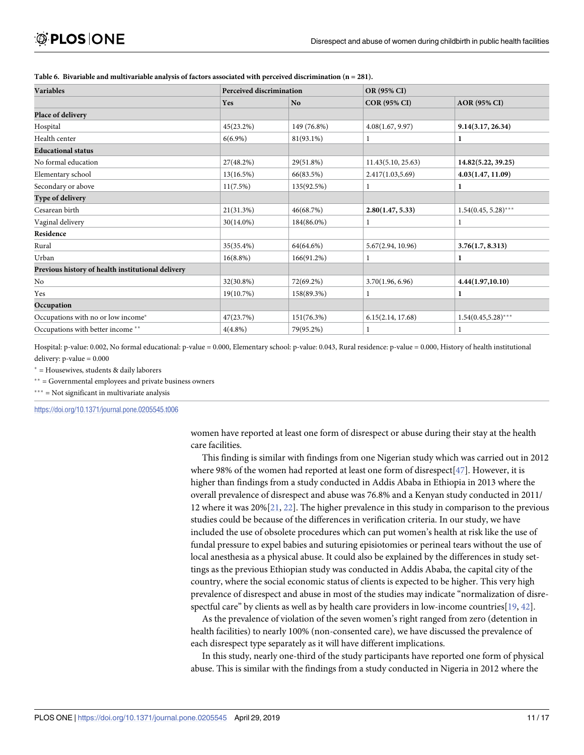**Table 6. Bivariable and multivariable analysis of factors associated with perceived discrimination (n = 281).**

| Variables | Perceived discrimination | | OR (95% CI) | |
|---|---|---|---|---|
| | Yes | No | COR (95% CI) | AOR (95% CI) |
| **Place of delivery** | | | | |
| Hospital | 45(23.2%) | 149 (76.8%) | 4.08(1.67, 9.97) | **9.14(3.17, 26.34)** |
| Health center | 6(6.9%) | 81(93.1%) | 1 | **1** |
| **Educational status** | | | | |
| No formal education | 27(48.2%) | 29(51.8%) | 11.43(5.10, 25.63) | **14.82(5.22, 39.25)** |
| Elementary school | 13(16.5%) | 66(83.5%) | 2.417(1.03,5.69) | **4.03(1.47, 11.09)** |
| Secondary or above | 11(7.5%) | 135(92.5%) | 1 | **1** |
| **Type of delivery** | | | | |
| Cesarean birth | 21(31.3%) | 46(68.7%) | **2.80(1.47, 5.33)** | 1.54(0.45, 5.28)*** |
| Vaginal delivery | 30(14.0%) | 184(86.0%) | 1 | 1 |
| **Residence** | | | | |
| Rural | 35(35.4%) | 64(64.6%) | 5.67(2.94, 10.96) | **3.76(1.7, 8.313)** |
| Urban | 16(8.8%) | 166(91.2%) | 1 | **1** |
| **Previous history of health institutional delivery** | | | | |
| No | 32(30.8%) | 72(69.2%) | 3.70(1.96, 6.96) | **4.44(1.97,10.10)** |
| Yes | 19(10.7%) | 158(89.3%) | 1 | **1** |
| **Occupation** | | | | |
| Occupations with no or low income* | 47(23.7%) | 151(76.3%) | 6.15(2.14, 17.68) | 1.54(0.45,5.28)*** |
| Occupations with better income ** | 4(4.8%) | 79(95.2%) | 1 | 1 |

Hospital: p-value: 0.002, No formal educational: p-value = 0.000, Elementary school: p-value: 0.043, Rural residence: p-value = 0.000, History of health institutional delivery: p-value = 0.000

* = Housewives, students & daily laborers

** = Governmental employees and private business owners

*** = Not significant in multivariate analysis

https://doi.org/10.1371/journal.pone.0205545.t006

women have reported at least one form of disrespect or abuse during their stay at the health care facilities.

This finding is similar with findings from one Nigerian study which was carried out in 2012 where 98% of the women had reported at least one form of disrespect[47]. However, it is higher than findings from a study conducted in Addis Ababa in Ethiopia in 2013 where the overall prevalence of disrespect and abuse was 76.8% and a Kenyan study conducted in 2011/12 where it was 20%[21, 22]. The higher prevalence in this study in comparison to the previous studies could be because of the differences in verification criteria. In our study, we have included the use of obsolete procedures which can put women's health at risk like the use of fundal pressure to expel babies and suturing episiotomies or perineal tears without the use of local anesthesia as a physical abuse. It could also be explained by the differences in study settings as the previous Ethiopian study was conducted in Addis Ababa, the capital city of the country, where the social economic status of clients is expected to be higher. This very high prevalence of disrespect and abuse in most of the studies may indicate "normalization of disrespectful care" by clients as well as by health care providers in low-income countries[19, 42].

As the prevalence of violation of the seven women's right ranged from zero (detention in health facilities) to nearly 100% (non-consented care), we have discussed the prevalence of each disrespect type separately as it will have different implications.

In this study, nearly one-third of the study participants have reported one form of physical abuse. This is similar with the findings from a study conducted in Nigeria in 2012 where the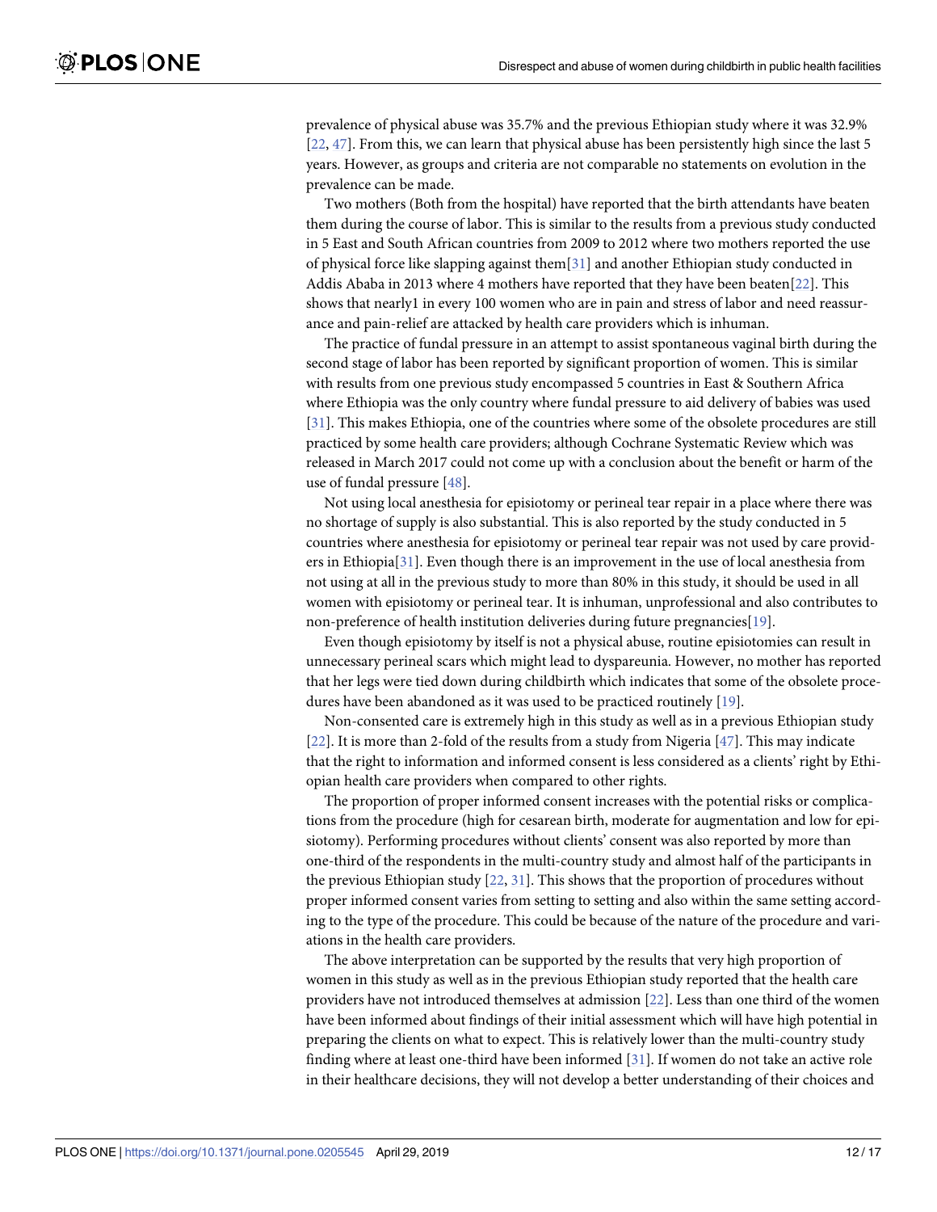prevalence of physical abuse was 35.7% and the previous Ethiopian study where it was 32.9% [22, 47]. From this, we can learn that physical abuse has been persistently high since the last 5 years. However, as groups and criteria are not comparable no statements on evolution in the prevalence can be made.

Two mothers (Both from the hospital) have reported that the birth attendants have beaten them during the course of labor. This is similar to the results from a previous study conducted in 5 East and South African countries from 2009 to 2012 where two mothers reported the use of physical force like slapping against them[31] and another Ethiopian study conducted in Addis Ababa in 2013 where 4 mothers have reported that they have been beaten[22]. This shows that nearly1 in every 100 women who are in pain and stress of labor and need reassurance and pain-relief are attacked by health care providers which is inhuman.

The practice of fundal pressure in an attempt to assist spontaneous vaginal birth during the second stage of labor has been reported by significant proportion of women. This is similar with results from one previous study encompassed 5 countries in East & Southern Africa where Ethiopia was the only country where fundal pressure to aid delivery of babies was used [31]. This makes Ethiopia, one of the countries where some of the obsolete procedures are still practiced by some health care providers; although Cochrane Systematic Review which was released in March 2017 could not come up with a conclusion about the benefit or harm of the use of fundal pressure [48].

Not using local anesthesia for episiotomy or perineal tear repair in a place where there was no shortage of supply is also substantial. This is also reported by the study conducted in 5 countries where anesthesia for episiotomy or perineal tear repair was not used by care providers in Ethiopia[31]. Even though there is an improvement in the use of local anesthesia from not using at all in the previous study to more than 80% in this study, it should be used in all women with episiotomy or perineal tear. It is inhuman, unprofessional and also contributes to non-preference of health institution deliveries during future pregnancies[19].

Even though episiotomy by itself is not a physical abuse, routine episiotomies can result in unnecessary perineal scars which might lead to dyspareunia. However, no mother has reported that her legs were tied down during childbirth which indicates that some of the obsolete procedures have been abandoned as it was used to be practiced routinely [19].

Non-consented care is extremely high in this study as well as in a previous Ethiopian study [22]. It is more than 2-fold of the results from a study from Nigeria [47]. This may indicate that the right to information and informed consent is less considered as a clients' right by Ethiopian health care providers when compared to other rights.

The proportion of proper informed consent increases with the potential risks or complications from the procedure (high for cesarean birth, moderate for augmentation and low for episiotomy). Performing procedures without clients' consent was also reported by more than one-third of the respondents in the multi-country study and almost half of the participants in the previous Ethiopian study [22, 31]. This shows that the proportion of procedures without proper informed consent varies from setting to setting and also within the same setting according to the type of the procedure. This could be because of the nature of the procedure and variations in the health care providers.

The above interpretation can be supported by the results that very high proportion of women in this study as well as in the previous Ethiopian study reported that the health care providers have not introduced themselves at admission [22]. Less than one third of the women have been informed about findings of their initial assessment which will have high potential in preparing the clients on what to expect. This is relatively lower than the multi-country study finding where at least one-third have been informed [31]. If women do not take an active role in their healthcare decisions, they will not develop a better understanding of their choices and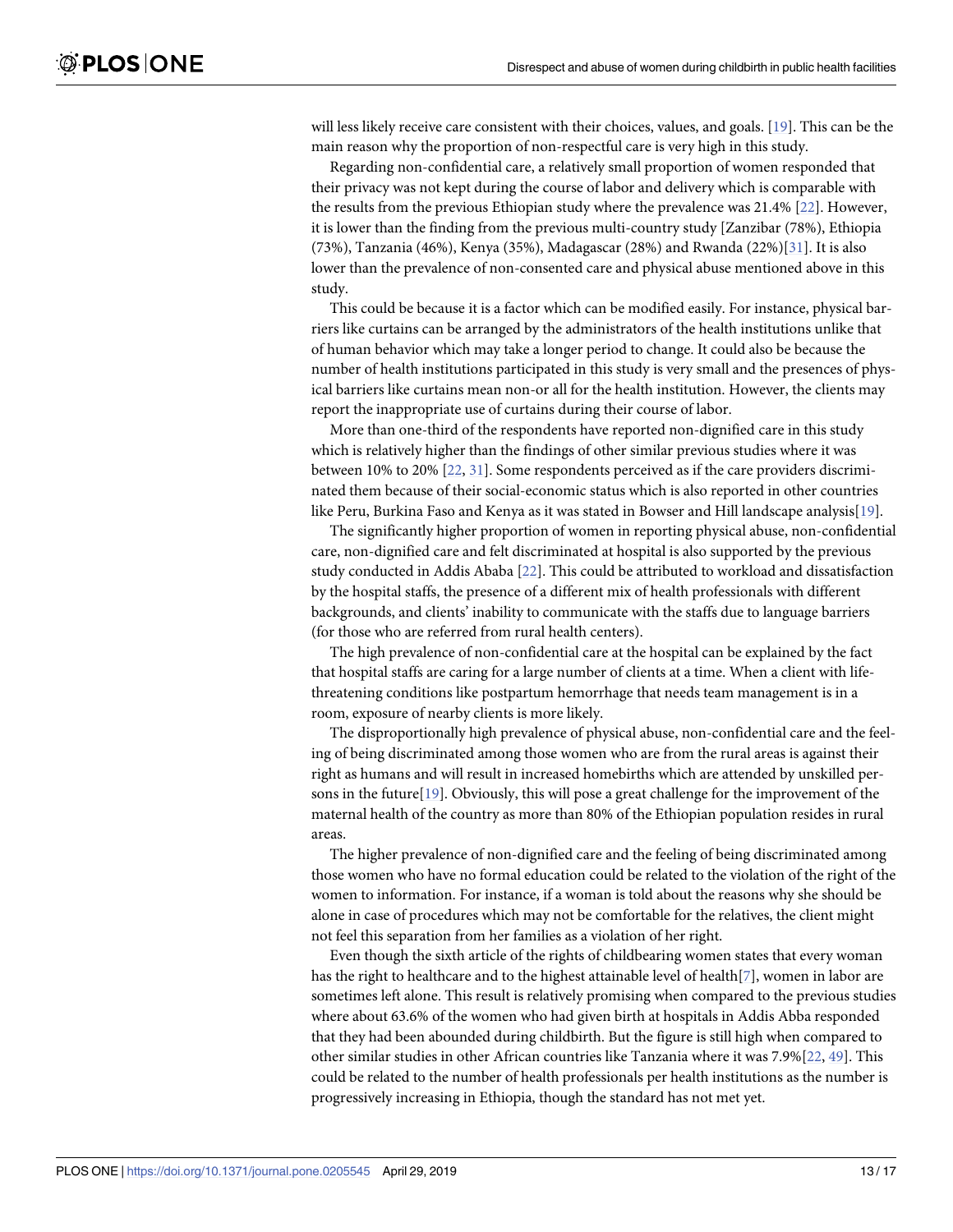will less likely receive care consistent with their choices, values, and goals. [19]. This can be the main reason why the proportion of non-respectful care is very high in this study.

Regarding non-confidential care, a relatively small proportion of women responded that their privacy was not kept during the course of labor and delivery which is comparable with the results from the previous Ethiopian study where the prevalence was 21.4% [22]. However, it is lower than the finding from the previous multi-country study [Zanzibar (78%), Ethiopia (73%), Tanzania (46%), Kenya (35%), Madagascar (28%) and Rwanda (22%)[31]. It is also lower than the prevalence of non-consented care and physical abuse mentioned above in this study.

This could be because it is a factor which can be modified easily. For instance, physical barriers like curtains can be arranged by the administrators of the health institutions unlike that of human behavior which may take a longer period to change. It could also be because the number of health institutions participated in this study is very small and the presences of physical barriers like curtains mean non-or all for the health institution. However, the clients may report the inappropriate use of curtains during their course of labor.

More than one-third of the respondents have reported non-dignified care in this study which is relatively higher than the findings of other similar previous studies where it was between 10% to 20% [22, 31]. Some respondents perceived as if the care providers discriminated them because of their social-economic status which is also reported in other countries like Peru, Burkina Faso and Kenya as it was stated in Bowser and Hill landscape analysis[19].

The significantly higher proportion of women in reporting physical abuse, non-confidential care, non-dignified care and felt discriminated at hospital is also supported by the previous study conducted in Addis Ababa [22]. This could be attributed to workload and dissatisfaction by the hospital staffs, the presence of a different mix of health professionals with different backgrounds, and clients' inability to communicate with the staffs due to language barriers (for those who are referred from rural health centers).

The high prevalence of non-confidential care at the hospital can be explained by the fact that hospital staffs are caring for a large number of clients at a time. When a client with life-threatening conditions like postpartum hemorrhage that needs team management is in a room, exposure of nearby clients is more likely.

The disproportionally high prevalence of physical abuse, non-confidential care and the feeling of being discriminated among those women who are from the rural areas is against their right as humans and will result in increased homebirths which are attended by unskilled persons in the future[19]. Obviously, this will pose a great challenge for the improvement of the maternal health of the country as more than 80% of the Ethiopian population resides in rural areas.

The higher prevalence of non-dignified care and the feeling of being discriminated among those women who have no formal education could be related to the violation of the right of the women to information. For instance, if a woman is told about the reasons why she should be alone in case of procedures which may not be comfortable for the relatives, the client might not feel this separation from her families as a violation of her right.

Even though the sixth article of the rights of childbearing women states that every woman has the right to healthcare and to the highest attainable level of health[7], women in labor are sometimes left alone. This result is relatively promising when compared to the previous studies where about 63.6% of the women who had given birth at hospitals in Addis Abba responded that they had been abounded during childbirth. But the figure is still high when compared to other similar studies in other African countries like Tanzania where it was 7.9%[22, 49]. This could be related to the number of health professionals per health institutions as the number is progressively increasing in Ethiopia, though the standard has not met yet.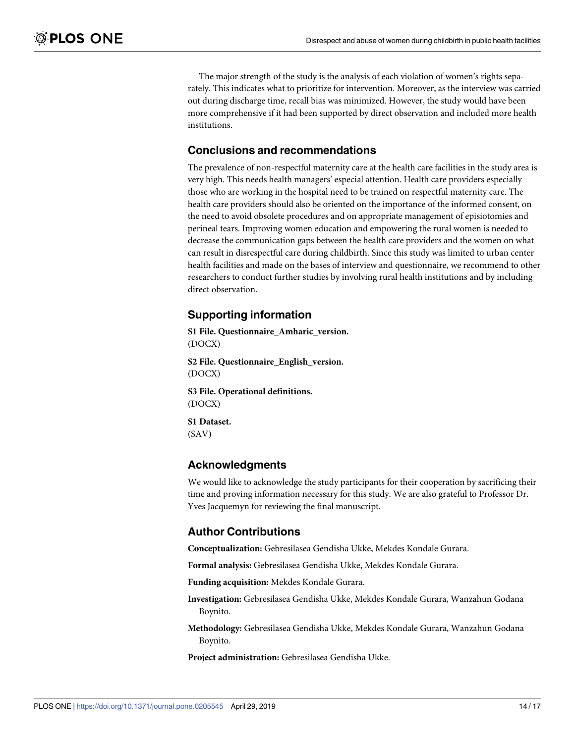The major strength of the study is the analysis of each violation of women's rights separately. This indicates what to prioritize for intervention. Moreover, as the interview was carried out during discharge time, recall bias was minimized. However, the study would have been more comprehensive if it had been supported by direct observation and included more health institutions.

## Conclusions and recommendations

The prevalence of non-respectful maternity care at the health care facilities in the study area is very high. This needs health managers' especial attention. Health care providers especially those who are working in the hospital need to be trained on respectful maternity care. The health care providers should also be oriented on the importance of the informed consent, on the need to avoid obsolete procedures and on appropriate management of episiotomies and perineal tears. Improving women education and empowering the rural women is needed to decrease the communication gaps between the health care providers and the women on what can result in disrespectful care during childbirth. Since this study was limited to urban center health facilities and made on the bases of interview and questionnaire, we recommend to other researchers to conduct further studies by involving rural health institutions and by including direct observation.

## Supporting information

**S1 File. Questionnaire_Amharic_version.**
(DOCX)

**S2 File. Questionnaire_English_version.**
(DOCX)

**S3 File. Operational definitions.**
(DOCX)

**S1 Dataset.**
(SAV)

## Acknowledgments

We would like to acknowledge the study participants for their cooperation by sacrificing their time and proving information necessary for this study. We are also grateful to Professor Dr. Yves Jacquemyn for reviewing the final manuscript.

## Author Contributions

**Conceptualization:** Gebresilasea Gendisha Ukke, Mekdes Kondale Gurara.

**Formal analysis:** Gebresilasea Gendisha Ukke, Mekdes Kondale Gurara.

**Funding acquisition:** Mekdes Kondale Gurara.

**Investigation:** Gebresilasea Gendisha Ukke, Mekdes Kondale Gurara, Wanzahun Godana Boynito.

**Methodology:** Gebresilasea Gendisha Ukke, Mekdes Kondale Gurara, Wanzahun Godana Boynito.

**Project administration:** Gebresilasea Gendisha Ukke.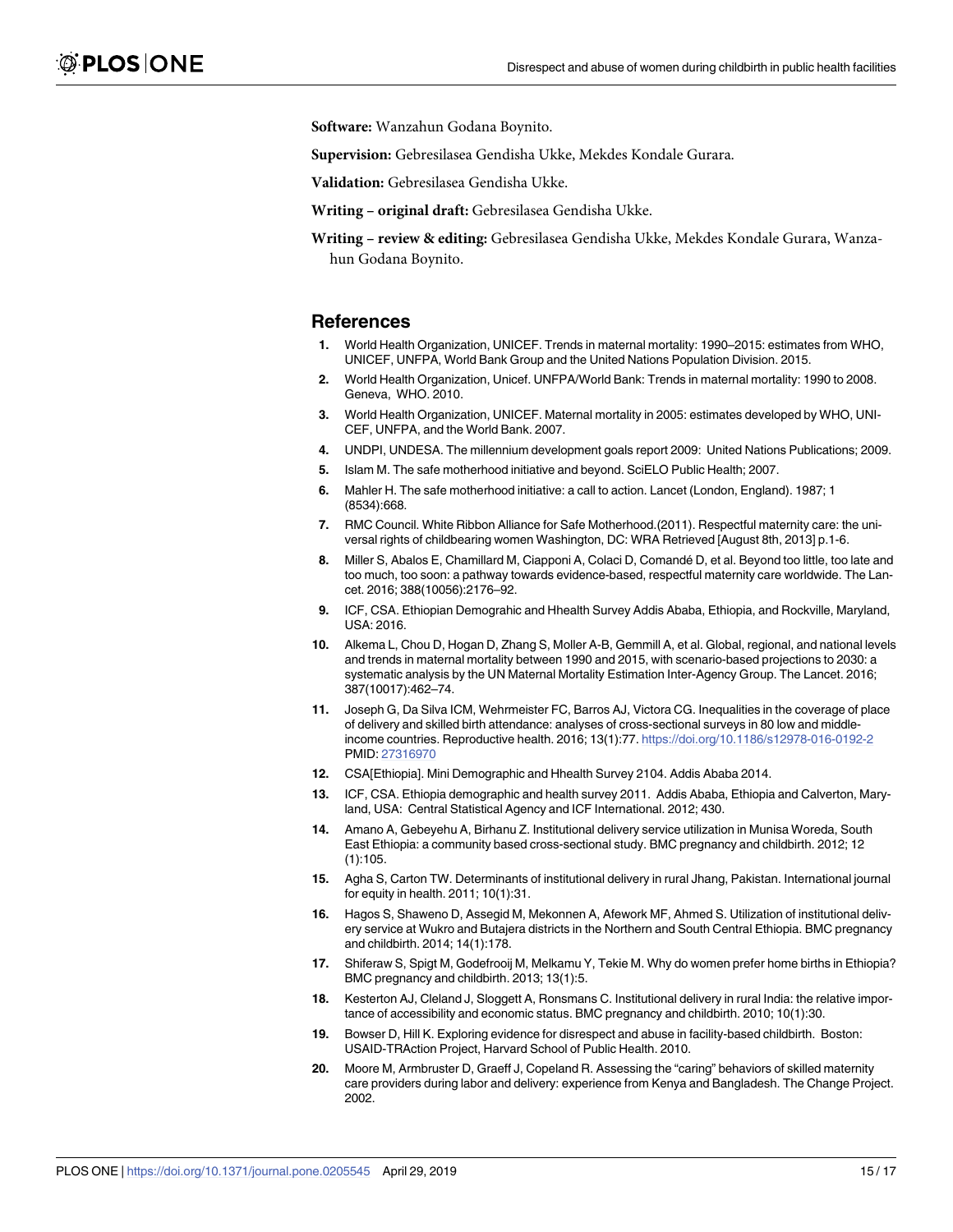**Software:** Wanzahun Godana Boynito.

**Supervision:** Gebresilasea Gendisha Ukke, Mekdes Kondale Gurara.

**Validation:** Gebresilasea Gendisha Ukke.

**Writing – original draft:** Gebresilasea Gendisha Ukke.

**Writing – review & editing:** Gebresilasea Gendisha Ukke, Mekdes Kondale Gurara, Wanzahun Godana Boynito.

## References

1. World Health Organization, UNICEF. Trends in maternal mortality: 1990–2015: estimates from WHO, UNICEF, UNFPA, World Bank Group and the United Nations Population Division. 2015.
2. World Health Organization, Unicef. UNFPA/World Bank: Trends in maternal mortality: 1990 to 2008. Geneva, WHO. 2010.
3. World Health Organization, UNICEF. Maternal mortality in 2005: estimates developed by WHO, UNICEF, UNFPA, and the World Bank. 2007.
4. UNDPI, UNDESA. The millennium development goals report 2009: United Nations Publications; 2009.
5. Islam M. The safe motherhood initiative and beyond. SciELO Public Health; 2007.
6. Mahler H. The safe motherhood initiative: a call to action. Lancet (London, England). 1987; 1 (8534):668.
7. RMC Council. White Ribbon Alliance for Safe Motherhood.(2011). Respectful maternity care: the universal rights of childbearing women Washington, DC: WRA Retrieved [August 8th, 2013] p.1-6.
8. Miller S, Abalos E, Chamillard M, Ciapponi A, Colaci D, Comandé D, et al. Beyond too little, too late and too much, too soon: a pathway towards evidence-based, respectful maternity care worldwide. The Lancet. 2016; 388(10056):2176–92.
9. ICF, CSA. Ethiopian Demograhic and Hhealth Survey Addis Ababa, Ethiopia, and Rockville, Maryland, USA: 2016.
10. Alkema L, Chou D, Hogan D, Zhang S, Moller A-B, Gemmill A, et al. Global, regional, and national levels and trends in maternal mortality between 1990 and 2015, with scenario-based projections to 2030: a systematic analysis by the UN Maternal Mortality Estimation Inter-Agency Group. The Lancet. 2016; 387(10017):462–74.
11. Joseph G, Da Silva ICM, Wehrmeister FC, Barros AJ, Victora CG. Inequalities in the coverage of place of delivery and skilled birth attendance: analyses of cross-sectional surveys in 80 low and middle-income countries. Reproductive health. 2016; 13(1):77. https://doi.org/10.1186/s12978-016-0192-2 PMID: 27316970
12. CSA[Ethiopia]. Mini Demographic and Hhealth Survey 2104. Addis Ababa 2014.
13. ICF, CSA. Ethiopia demographic and health survey 2011. Addis Ababa, Ethiopia and Calverton, Maryland, USA: Central Statistical Agency and ICF International. 2012; 430.
14. Amano A, Gebeyehu A, Birhanu Z. Institutional delivery service utilization in Munisa Woreda, South East Ethiopia: a community based cross-sectional study. BMC pregnancy and childbirth. 2012; 12 (1):105.
15. Agha S, Carton TW. Determinants of institutional delivery in rural Jhang, Pakistan. International journal for equity in health. 2011; 10(1):31.
16. Hagos S, Shaweno D, Assegid M, Mekonnen A, Afework MF, Ahmed S. Utilization of institutional delivery service at Wukro and Butajera districts in the Northern and South Central Ethiopia. BMC pregnancy and childbirth. 2014; 14(1):178.
17. Shiferaw S, Spigt M, Godefrooij M, Melkamu Y, Tekie M. Why do women prefer home births in Ethiopia? BMC pregnancy and childbirth. 2013; 13(1):5.
18. Kesterton AJ, Cleland J, Sloggett A, Ronsmans C. Institutional delivery in rural India: the relative importance of accessibility and economic status. BMC pregnancy and childbirth. 2010; 10(1):30.
19. Bowser D, Hill K. Exploring evidence for disrespect and abuse in facility-based childbirth. Boston: USAID-TRAction Project, Harvard School of Public Health. 2010.
20. Moore M, Armbruster D, Graeff J, Copeland R. Assessing the "caring" behaviors of skilled maternity care providers during labor and delivery: experience from Kenya and Bangladesh. The Change Project. 2002.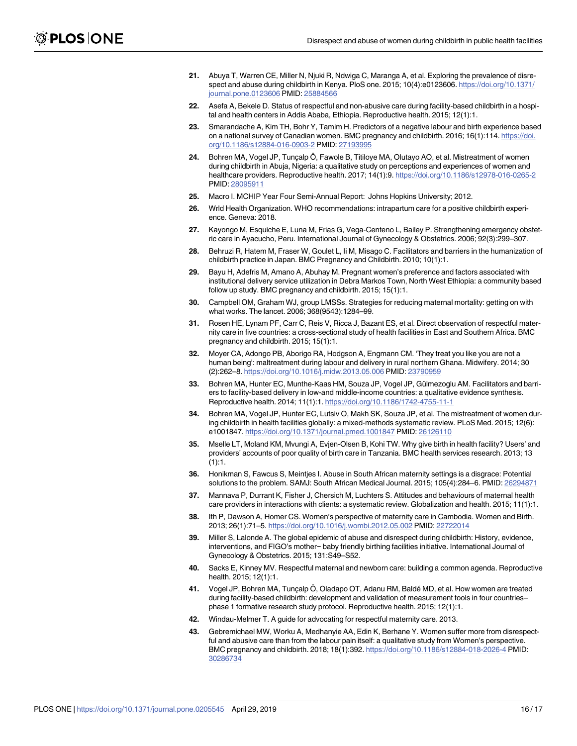21. Abuya T, Warren CE, Miller N, Njuki R, Ndwiga C, Maranga A, et al. Exploring the prevalence of disrespect and abuse during childbirth in Kenya. PloS one. 2015; 10(4):e0123606. https://doi.org/10.1371/journal.pone.0123606 PMID: 25884566

22. Asefa A, Bekele D. Status of respectful and non-abusive care during facility-based childbirth in a hospital and health centers in Addis Ababa, Ethiopia. Reproductive health. 2015; 12(1):1.

23. Smarandache A, Kim TH, Bohr Y, Tamim H. Predictors of a negative labour and birth experience based on a national survey of Canadian women. BMC pregnancy and childbirth. 2016; 16(1):114. https://doi.org/10.1186/s12884-016-0903-2 PMID: 27193995

24. Bohren MA, Vogel JP, Tunçalp Ö, Fawole B, Titiloye MA, Olutayo AO, et al. Mistreatment of women during childbirth in Abuja, Nigeria: a qualitative study on perceptions and experiences of women and healthcare providers. Reproductive health. 2017; 14(1):9. https://doi.org/10.1186/s12978-016-0265-2 PMID: 28095911

25. Macro I. MCHIP Year Four Semi-Annual Report: Johns Hopkins University; 2012.

26. Wrld Health Organization. WHO recommendations: intrapartum care for a positive childbirth experience. Geneva: 2018.

27. Kayongo M, Esquiche E, Luna M, Frias G, Vega-Centeno L, Bailey P. Strengthening emergency obstetric care in Ayacucho, Peru. International Journal of Gynecology & Obstetrics. 2006; 92(3):299–307.

28. Behruzi R, Hatem M, Fraser W, Goulet L, Ii M, Misago C. Facilitators and barriers in the humanization of childbirth practice in Japan. BMC Pregnancy and Childbirth. 2010; 10(1):1.

29. Bayu H, Adefris M, Amano A, Abuhay M. Pregnant women's preference and factors associated with institutional delivery service utilization in Debra Markos Town, North West Ethiopia: a community based follow up study. BMC pregnancy and childbirth. 2015; 15(1):1.

30. Campbell OM, Graham WJ, group LMSSs. Strategies for reducing maternal mortality: getting on with what works. The lancet. 2006; 368(9543):1284–99.

31. Rosen HE, Lynam PF, Carr C, Reis V, Ricca J, Bazant ES, et al. Direct observation of respectful maternity care in five countries: a cross-sectional study of health facilities in East and Southern Africa. BMC pregnancy and childbirth. 2015; 15(1):1.

32. Moyer CA, Adongo PB, Aborigo RA, Hodgson A, Engmann CM. 'They treat you like you are not a human being': maltreatment during labour and delivery in rural northern Ghana. Midwifery. 2014; 30 (2):262–8. https://doi.org/10.1016/j.midw.2013.05.006 PMID: 23790959

33. Bohren MA, Hunter EC, Munthe-Kaas HM, Souza JP, Vogel JP, Gülmezoglu AM. Facilitators and barriers to facility-based delivery in low-and middle-income countries: a qualitative evidence synthesis. Reproductive health. 2014; 11(1):1. https://doi.org/10.1186/1742-4755-11-1

34. Bohren MA, Vogel JP, Hunter EC, Lutsiv O, Makh SK, Souza JP, et al. The mistreatment of women during childbirth in health facilities globally: a mixed-methods systematic review. PLoS Med. 2015; 12(6): e1001847. https://doi.org/10.1371/journal.pmed.1001847 PMID: 26126110

35. Mselle LT, Moland KM, Mvungi A, Evjen-Olsen B, Kohi TW. Why give birth in health facility? Users' and providers' accounts of poor quality of birth care in Tanzania. BMC health services research. 2013; 13 (1):1.

36. Honikman S, Fawcus S, Meintjes I. Abuse in South African maternity settings is a disgrace: Potential solutions to the problem. SAMJ: South African Medical Journal. 2015; 105(4):284–6. PMID: 26294871

37. Mannava P, Durrant K, Fisher J, Chersich M, Luchters S. Attitudes and behaviours of maternal health care providers in interactions with clients: a systematic review. Globalization and health. 2015; 11(1):1.

38. Ith P, Dawson A, Homer CS. Women's perspective of maternity care in Cambodia. Women and Birth. 2013; 26(1):71–5. https://doi.org/10.1016/j.wombi.2012.05.002 PMID: 22722014

39. Miller S, Lalonde A. The global epidemic of abuse and disrespect during childbirth: History, evidence, interventions, and FIGO's mother− baby friendly birthing facilities initiative. International Journal of Gynecology & Obstetrics. 2015; 131:S49–S52.

40. Sacks E, Kinney MV. Respectful maternal and newborn care: building a common agenda. Reproductive health. 2015; 12(1):1.

41. Vogel JP, Bohren MA, Tunçalp Ö, Oladapo OT, Adanu RM, Baldé MD, et al. How women are treated during facility-based childbirth: development and validation of measurement tools in four countries–phase 1 formative research study protocol. Reproductive health. 2015; 12(1):1.

42. Windau-Melmer T. A guide for advocating for respectful maternity care. 2013.

43. Gebremichael MW, Worku A, Medhanyie AA, Edin K, Berhane Y. Women suffer more from disrespectful and abusive care than from the labour pain itself: a qualitative study from Women's perspective. BMC pregnancy and childbirth. 2018; 18(1):392. https://doi.org/10.1186/s12884-018-2026-4 PMID: 30286734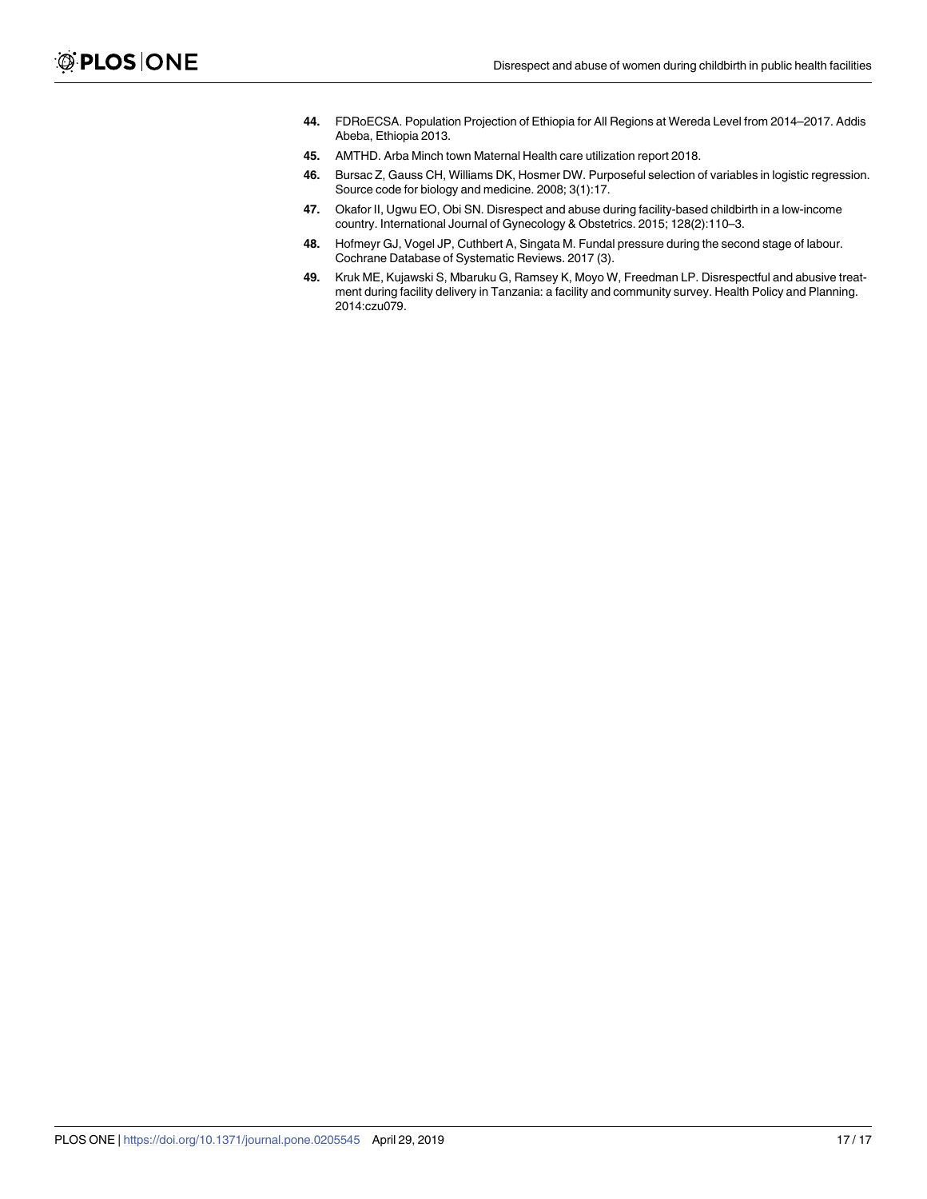44. FDRoECSA. Population Projection of Ethiopia for All Regions at Wereda Level from 2014–2017. Addis Abeba, Ethiopia 2013.
45. AMTHD. Arba Minch town Maternal Health care utilization report 2018.
46. Bursac Z, Gauss CH, Williams DK, Hosmer DW. Purposeful selection of variables in logistic regression. Source code for biology and medicine. 2008; 3(1):17.
47. Okafor II, Ugwu EO, Obi SN. Disrespect and abuse during facility-based childbirth in a low-income country. International Journal of Gynecology & Obstetrics. 2015; 128(2):110–3.
48. Hofmeyr GJ, Vogel JP, Cuthbert A, Singata M. Fundal pressure during the second stage of labour. Cochrane Database of Systematic Reviews. 2017 (3).
49. Kruk ME, Kujawski S, Mbaruku G, Ramsey K, Moyo W, Freedman LP. Disrespectful and abusive treatment during facility delivery in Tanzania: a facility and community survey. Health Policy and Planning. 2014:czu079.